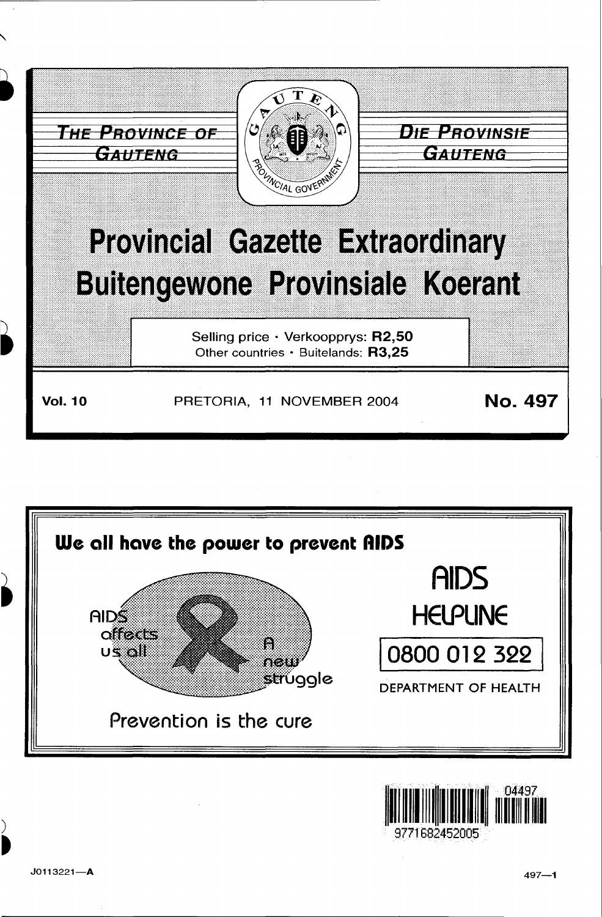THE PROVINCE OF GAUTENG

DIE PROVINSIE GAUTENG

# Provincial Gazette Extraordinary
# Buitengewone Provinsiale Koerant

Selling price · Verkoopprys: **R2,50**
Other countries · Buitelands: **R3,25**

**Vol. 10** PRETORIA, 11 NOVEMBER 2004 **No. 497**

**We all have the power to prevent AIDS**

AIDS affects us all

A new struggle

Prevention is the cure

AIDS HELPLINE

0800 012 322

DEPARTMENT OF HEALTH

J0113221—A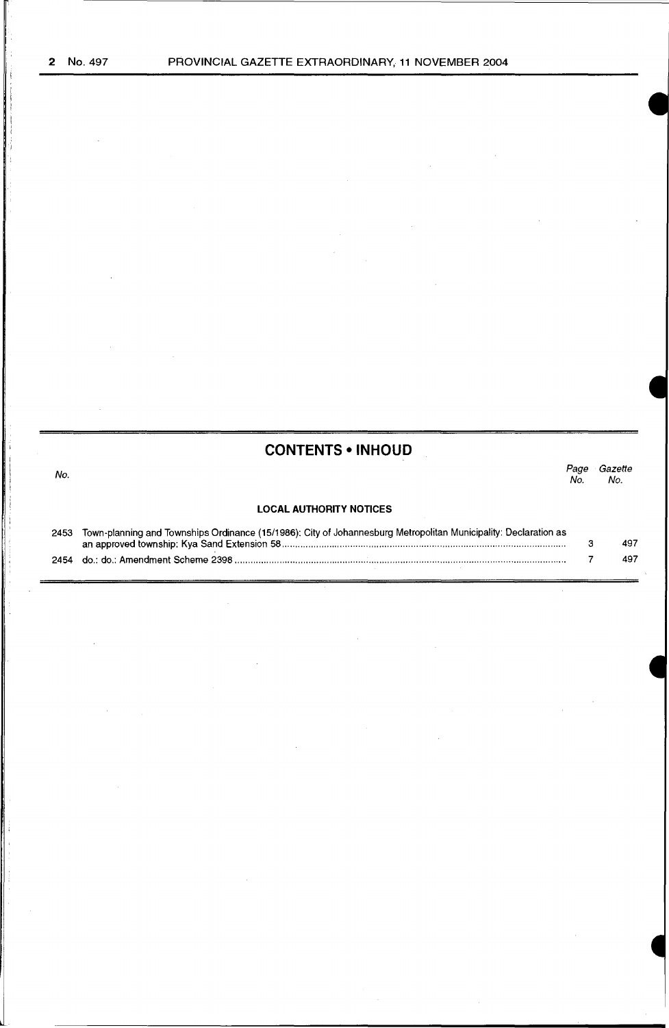## CONTENTS • INHOUD

| No. | | Page No. | Gazette No. |
|---|---|---|---|
| | **LOCAL AUTHORITY NOTICES** | | |
| 2453 | Town-planning and Townships Ordinance (15/1986): City of Johannesburg Metropolitan Municipality: Declaration as an approved township: Kya Sand Extension 58 | 3 | 497 |
| 2454 | do.: do.: Amendment Scheme 2398 | 7 | 497 |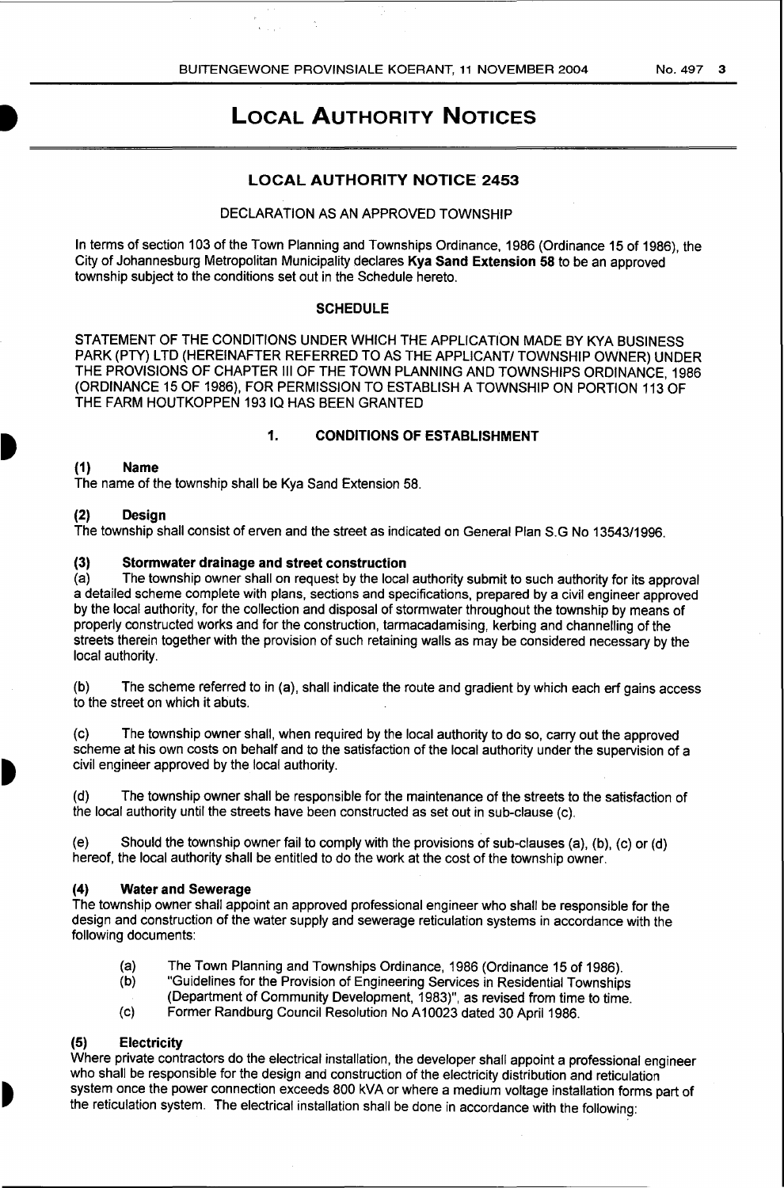# Local Authority Notices

## LOCAL AUTHORITY NOTICE 2453

DECLARATION AS AN APPROVED TOWNSHIP

In terms of section 103 of the Town Planning and Townships Ordinance, 1986 (Ordinance 15 of 1986), the City of Johannesburg Metropolitan Municipality declares **Kya Sand Extension 58** to be an approved township subject to the conditions set out in the Schedule hereto.

### SCHEDULE

STATEMENT OF THE CONDITIONS UNDER WHICH THE APPLICATION MADE BY KYA BUSINESS PARK (PTY) LTD (HEREINAFTER REFERRED TO AS THE APPLICANT/ TOWNSHIP OWNER) UNDER THE PROVISIONS OF CHAPTER III OF THE TOWN PLANNING AND TOWNSHIPS ORDINANCE, 1986 (ORDINANCE 15 OF 1986), FOR PERMISSION TO ESTABLISH A TOWNSHIP ON PORTION 113 OF THE FARM HOUTKOPPEN 193 IQ HAS BEEN GRANTED

### 1. CONDITIONS OF ESTABLISHMENT

**(1) Name**
The name of the township shall be Kya Sand Extension 58.

**(2) Design**
The township shall consist of erven and the street as indicated on General Plan S.G No 13543/1996.

**(3) Stormwater drainage and street construction**
(a) The township owner shall on request by the local authority submit to such authority for its approval a detailed scheme complete with plans, sections and specifications, prepared by a civil engineer approved by the local authority, for the collection and disposal of stormwater throughout the township by means of properly constructed works and for the construction, tarmacadamising, kerbing and channelling of the streets therein together with the provision of such retaining walls as may be considered necessary by the local authority.

(b) The scheme referred to in (a), shall indicate the route and gradient by which each erf gains access to the street on which it abuts.

(c) The township owner shall, when required by the local authority to do so, carry out the approved scheme at his own costs on behalf and to the satisfaction of the local authority under the supervision of a civil engineer approved by the local authority.

(d) The township owner shall be responsible for the maintenance of the streets to the satisfaction of the local authority until the streets have been constructed as set out in sub-clause (c).

(e) Should the township owner fail to comply with the provisions of sub-clauses (a), (b), (c) or (d) hereof, the local authority shall be entitled to do the work at the cost of the township owner.

**(4) Water and Sewerage**
The township owner shall appoint an approved professional engineer who shall be responsible for the design and construction of the water supply and sewerage reticulation systems in accordance with the following documents:

(a) The Town Planning and Townships Ordinance, 1986 (Ordinance 15 of 1986).
(b) "Guidelines for the Provision of Engineering Services in Residential Townships (Department of Community Development, 1983)", as revised from time to time.
(c) Former Randburg Council Resolution No A10023 dated 30 April 1986.

**(5) Electricity**
Where private contractors do the electrical installation, the developer shall appoint a professional engineer who shall be responsible for the design and construction of the electricity distribution and reticulation system once the power connection exceeds 800 kVA or where a medium voltage installation forms part of the reticulation system. The electrical installation shall be done in accordance with the following: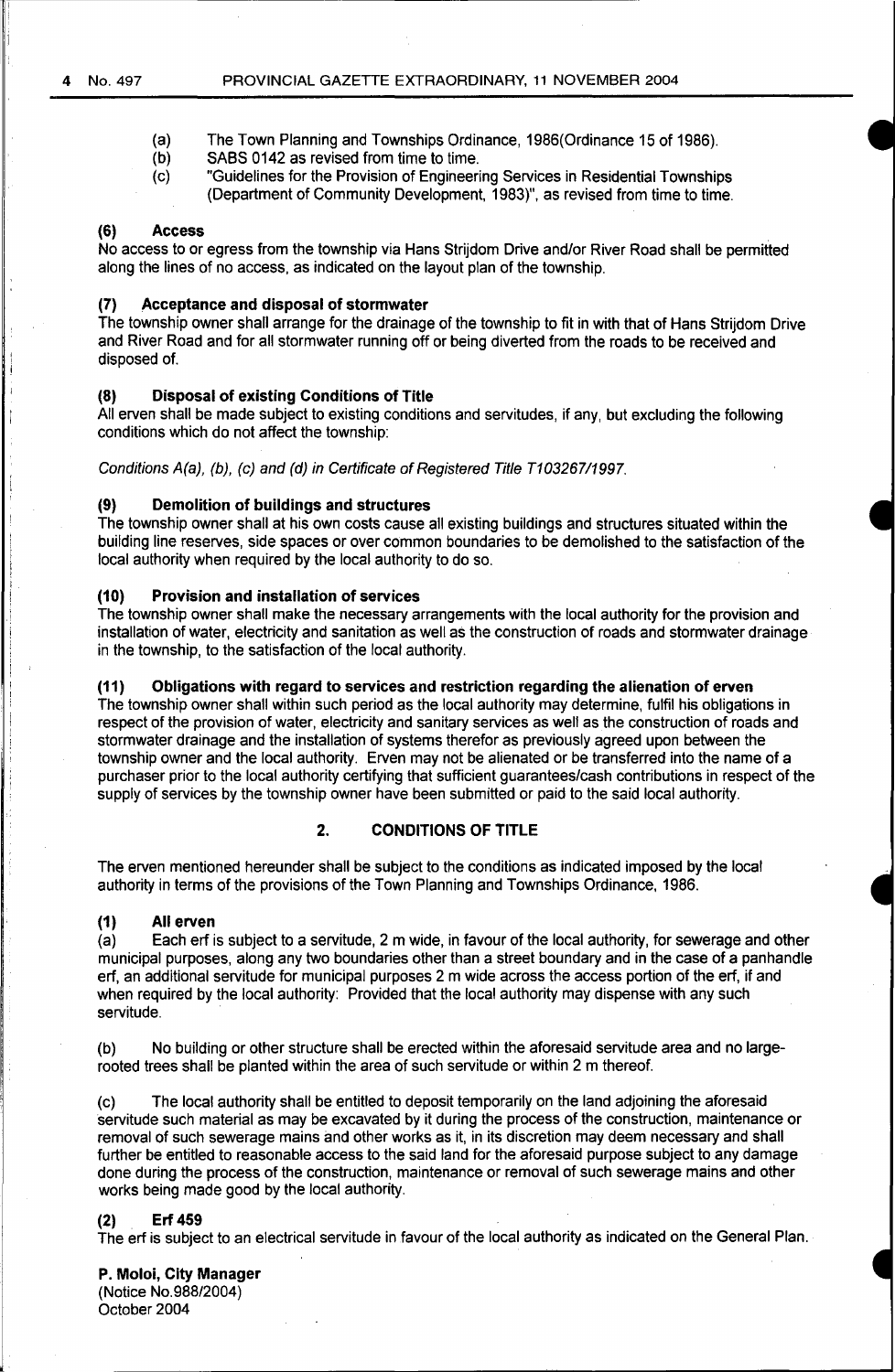(a) The Town Planning and Townships Ordinance, 1986(Ordinance 15 of 1986).
(b) SABS 0142 as revised from time to time.
(c) "Guidelines for the Provision of Engineering Services in Residential Townships (Department of Community Development, 1983)", as revised from time to time.

#### (6) Access

No access to or egress from the township via Hans Strijdom Drive and/or River Road shall be permitted along the lines of no access, as indicated on the layout plan of the township.

#### (7) Acceptance and disposal of stormwater

The township owner shall arrange for the drainage of the township to fit in with that of Hans Strijdom Drive and River Road and for all stormwater running off or being diverted from the roads to be received and disposed of.

#### (8) Disposal of existing Conditions of Title

All erven shall be made subject to existing conditions and servitudes, if any, but excluding the following conditions which do not affect the township:

*Conditions A(a), (b), (c) and (d) in Certificate of Registered Title T103267/1997.*

#### (9) Demolition of buildings and structures

The township owner shall at his own costs cause all existing buildings and structures situated within the building line reserves, side spaces or over common boundaries to be demolished to the satisfaction of the local authority when required by the local authority to do so.

#### (10) Provision and installation of services

The township owner shall make the necessary arrangements with the local authority for the provision and installation of water, electricity and sanitation as well as the construction of roads and stormwater drainage in the township, to the satisfaction of the local authority.

#### (11) Obligations with regard to services and restriction regarding the alienation of erven

The township owner shall within such period as the local authority may determine, fulfil his obligations in respect of the provision of water, electricity and sanitary services as well as the construction of roads and stormwater drainage and the installation of systems therefor as previously agreed upon between the township owner and the local authority. Erven may not be alienated or be transferred into the name of a purchaser prior to the local authority certifying that sufficient guarantees/cash contributions in respect of the supply of services by the township owner have been submitted or paid to the said local authority.

### 2. CONDITIONS OF TITLE

The erven mentioned hereunder shall be subject to the conditions as indicated imposed by the local authority in terms of the provisions of the Town Planning and Townships Ordinance, 1986.

#### (1) All erven

(a) Each erf is subject to a servitude, 2 m wide, in favour of the local authority, for sewerage and other municipal purposes, along any two boundaries other than a street boundary and in the case of a panhandle erf, an additional servitude for municipal purposes 2 m wide across the access portion of the erf, if and when required by the local authority: Provided that the local authority may dispense with any such servitude.

(b) No building or other structure shall be erected within the aforesaid servitude area and no large-rooted trees shall be planted within the area of such servitude or within 2 m thereof.

(c) The local authority shall be entitled to deposit temporarily on the land adjoining the aforesaid servitude such material as may be excavated by it during the process of the construction, maintenance or removal of such sewerage mains and other works as it, in its discretion may deem necessary and shall further be entitled to reasonable access to the said land for the aforesaid purpose subject to any damage done during the process of the construction, maintenance or removal of such sewerage mains and other works being made good by the local authority.

#### (2) Erf 459

The erf is subject to an electrical servitude in favour of the local authority as indicated on the General Plan.

**P. Moloi, City Manager**
(Notice No.988/2004)
October 2004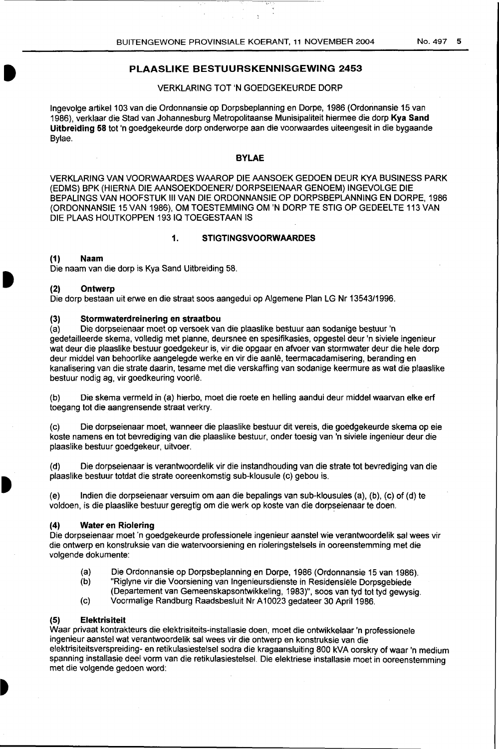## PLAASLIKE BESTUURSKENNISGEWING 2453

VERKLARING TOT 'N GOEDGEKEURDE DORP

Ingevolge artikel 103 van die Ordonnansie op Dorpsbeplanning en Dorpe, 1986 (Ordonnansie 15 van 1986), verklaar die Stad van Johannesburg Metropolitaanse Munisipaliteit hiermee die dorp **Kya Sand Uitbreiding 58** tot 'n goedgekeurde dorp onderworpe aan die voorwaardes uiteengesit in die bygaande Bylae.

### BYLAE

VERKLARING VAN VOORWAARDES WAAROP DIE AANSOEK GEDOEN DEUR KYA BUSINESS PARK (EDMS) BPK (HIERNA DIE AANSOEKDOENER/ DORPSEIENAAR GENOEM) INGEVOLGE DIE BEPALINGS VAN HOOFSTUK III VAN DIE ORDONNANSIE OP DORPSBEPLANNING EN DORPE, 1986 (ORDONNANSIE 15 VAN 1986), OM TOESTEMMING OM 'N DORP TE STIG OP GEDEELTE 113 VAN DIE PLAAS HOUTKOPPEN 193 IQ TOEGESTAAN IS

### 1. STIGTINGSVOORWAARDES

**(1) Naam**
Die naam van die dorp is Kya Sand Uitbreiding 58.

**(2) Ontwerp**
Die dorp bestaan uit erwe en die straat soos aangedui op Algemene Plan LG Nr 13543/1996.

**(3) Stormwaterdreinering en straatbou**

(a) Die dorpseienaar moet op versoek van die plaaslike bestuur aan sodanige bestuur 'n gedetailleerde skema, volledig met planne, deursnee en spesifikasies, opgestel deur 'n siviele ingenieur wat deur die plaaslike bestuur goedgekeur is, vir die opgaar en afvoer van stormwater deur die hele dorp deur middel van behoorlike aangelegde werke en vir die aanlê, teermacadamisering, beranding en kanalisering van die strate daarin, tesame met die verskaffing van sodanige keermure as wat die plaaslike bestuur nodig ag, vir goedkeuring voorlê.

(b) Die skema vermeld in (a) hierbo, moet die roete en helling aandui deur middel waarvan elke erf toegang tot die aangrensende straat verkry.

(c) Die dorpseienaar moet, wanneer die plaaslike bestuur dit vereis, die goedgekeurde skema op eie koste namens en tot bevrediging van die plaaslike bestuur, onder toesig van 'n siviele ingenieur deur die plaaslike bestuur goedgekeur, uitvoer.

(d) Die dorpseienaar is verantwoordelik vir die instandhouding van die strate tot bevrediging van die plaaslike bestuur totdat die strate ooreenkomstig sub-klousule (c) gebou is.

(e) Indien die dorpseienaar versuim om aan die bepalings van sub-klousules (a), (b), (c) of (d) te voldoen, is die plaaslike bestuur geregtig om die werk op koste van die dorpseienaar te doen.

**(4) Water en Riolering**
Die dorpseienaar moet 'n goedgekeurde professionele ingenieur aanstel wie verantwoordelik sal wees vir die ontwerp en konstruksie van die watervoorsiening en rioleringstelsels in ooreenstemming met die volgende dokumente:

(a) Die Ordonnansie op Dorpsbeplanning en Dorpe, 1986 (Ordonnansie 15 van 1986).
(b) "Riglyne vir die Voorsiening van Ingenieursdienste in Residensiële Dorpsgebiede (Departement van Gemeenskapsontwikkeling, 1983)", soos van tyd tot tyd gewysig.
(c) Voormalige Randburg Raadsbesluit Nr A10023 gedateer 30 April 1986.

**(5) Elektrisiteit**
Waar privaat kontrakteurs die elektrisiteits-installasie doen, moet die ontwikkelaar 'n professionele ingenieur aanstel wat verantwoordelik sal wees vir die ontwerp en konstruksie van die elektrisiteitsverspreiding- en retikulasiestelsel sodra die kragaansluiting 800 kVA oorskry of waar 'n medium spanning installasie deel vorm van die retikulasiestelsel. Die elektriese installasie moet in ooreenstemming met die volgende gedoen word: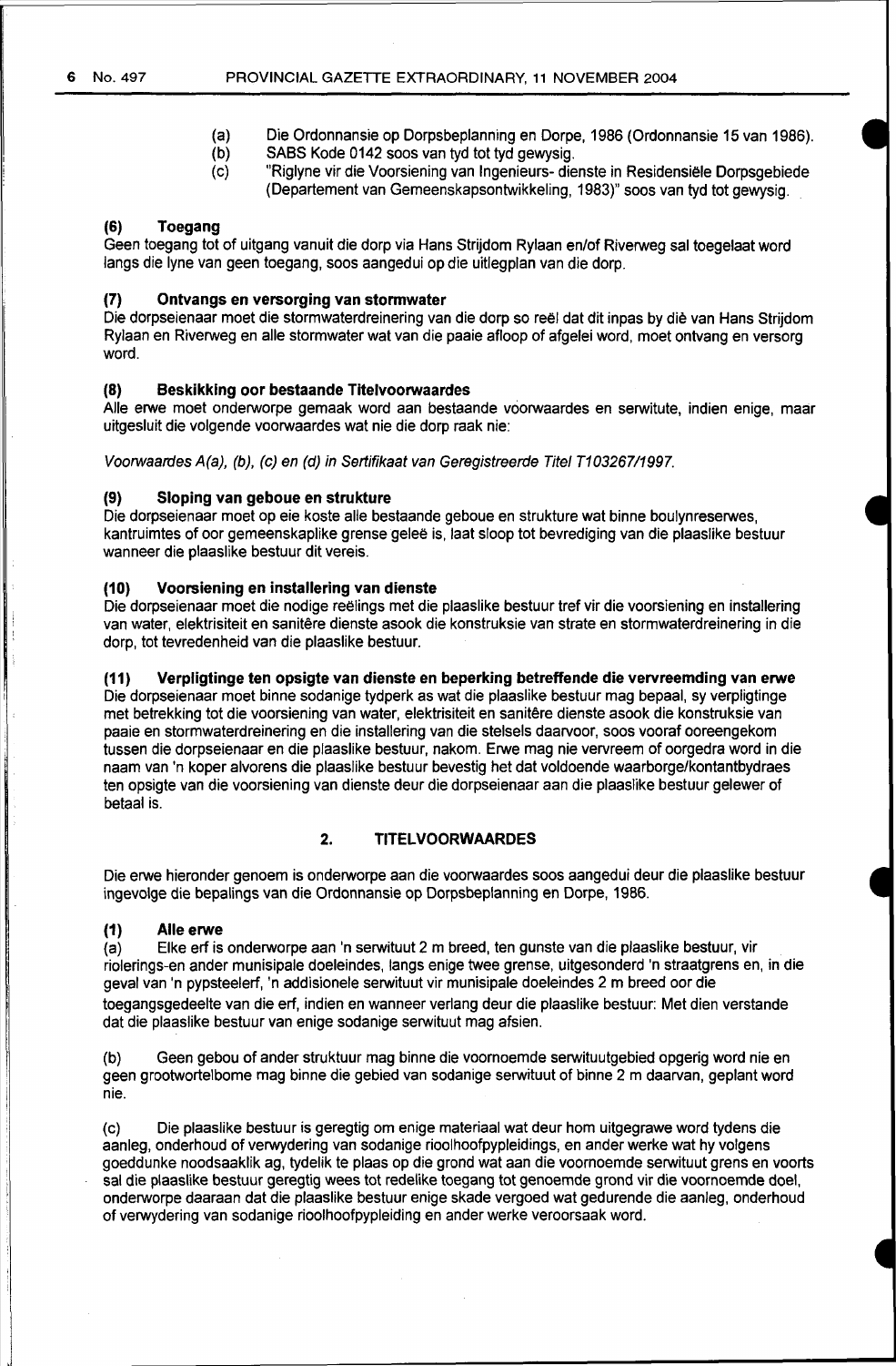(a) Die Ordonnansie op Dorpsbeplanning en Dorpe, 1986 (Ordonnansie 15 van 1986).
(b) SABS Kode 0142 soos van tyd tot tyd gewysig.
(c) "Riglyne vir die Voorsiening van Ingenieurs- dienste in Residensiële Dorpsgebiede (Departement van Gemeenskapsontwikkeling, 1983)" soos van tyd tot gewysig.

**(6) Toegang**

Geen toegang tot of uitgang vanuit die dorp via Hans Strijdom Rylaan en/of Riverweg sal toegelaat word langs die lyne van geen toegang, soos aangedui op die uitlegplan van die dorp.

**(7) Ontvangs en versorging van stormwater**

Die dorpseienaar moet die stormwaterdreinering van die dorp so reël dat dit inpas by dié van Hans Strijdom Rylaan en Riverweg en alle stormwater wat van die paaie afloop of afgelei word, moet ontvang en versorg word.

**(8) Beskikking oor bestaande Titelvoorwaardes**

Alle erwe moet onderworpe gemaak word aan bestaande voorwaardes en serwitute, indien enige, maar uitgesluit die volgende voorwaardes wat nie die dorp raak nie:

*Voorwaardes A(a), (b), (c) en (d) in Sertifikaat van Geregistreerde Titel T103267/1997.*

**(9) Sloping van geboue en strukture**

Die dorpseienaar moet op eie koste alle bestaande geboue en strukture wat binne boulynreserwes, kantruimtes of oor gemeenskaplike grense geleë is, laat sloop tot bevrediging van die plaaslike bestuur wanneer die plaaslike bestuur dit vereis.

**(10) Voorsiening en installering van dienste**

Die dorpseienaar moet die nodige reëlings met die plaaslike bestuur tref vir die voorsiening en installering van water, elektrisiteit en sanitêre dienste asook die konstruksie van strate en stormwaterdreinering in die dorp, tot tevredenheid van die plaaslike bestuur.

**(11) Verpligtinge ten opsigte van dienste en beperking betreffende die vervreemding van erwe**

Die dorpseienaar moet binne sodanige tydperk as wat die plaaslike bestuur mag bepaal, sy verpligtinge met betrekking tot die voorsiening van water, elektrisiteit en sanitêre dienste asook die konstruksie van paaie en stormwaterdreinering en die installering van die stelsels daarvoor, soos vooraf ooreengekom tussen die dorpseienaar en die plaaslike bestuur, nakom. Erwe mag nie vervreem of oorgedra word in die naam van 'n koper alvorens die plaaslike bestuur bevestig het dat voldoende waarborge/kontantbydraes ten opsigte van die voorsiening van dienste deur die dorpseienaar aan die plaaslike bestuur gelewer of betaal is.

## 2. TITELVOORWAARDES

Die erwe hieronder genoem is onderworpe aan die voorwaardes soos aangedui deur die plaaslike bestuur ingevolge die bepalings van die Ordonnansie op Dorpsbeplanning en Dorpe, 1986.

**(1) Alle erwe**

(a) Elke erf is onderworpe aan 'n serwituut 2 m breed, ten gunste van die plaaslike bestuur, vir riolerings-en ander munisipale doeleindes, langs enige twee grense, uitgesonderd 'n straatgrens en, in die geval van 'n pypsteelerf, 'n addisionele serwituut vir munisipale doeleindes 2 m breed oor die toegangsgedeelte van die erf, indien en wanneer verlang deur die plaaslike bestuur: Met dien verstande dat die plaaslike bestuur van enige sodanige serwituut mag afsien.

(b) Geen gebou of ander struktuur mag binne die voornoemde serwituutgebied opgerig word nie en geen grootwortelbome mag binne die gebied van sodanige serwituut of binne 2 m daarvan, geplant word nie.

(c) Die plaaslike bestuur is geregtig om enige materiaal wat deur hom uitgegrawe word tydens die aanleg, onderhoud of verwydering van sodanige rioolhoofpypleidings, en ander werke wat hy volgens goeddunke noodsaaklik ag, tydelik te plaas op die grond wat aan die voornoemde serwituut grens en voorts sal die plaaslike bestuur geregtig wees tot redelike toegang tot genoemde grond vir die voornoemde doel, onderworpe daaraan dat die plaaslike bestuur enige skade vergoed wat gedurende die aanleg, onderhoud of verwydering van sodanige rioolhoofpypleiding en ander werke veroorsaak word.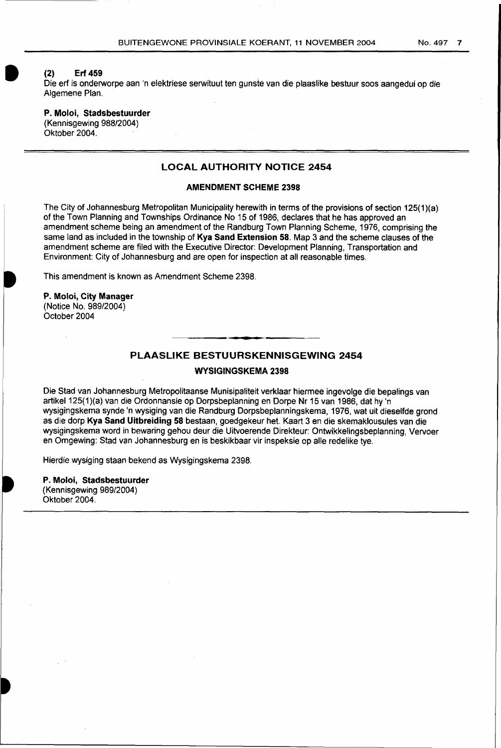**(2) Erf 459**

Die erf is onderworpe aan 'n elektriese serwituut ten gunste van die plaaslike bestuur soos aangedui op die Algemene Plan.

**P. Moloi, Stadsbestuurder**
(Kennisgewing 988/2004)
Oktober 2004.

## LOCAL AUTHORITY NOTICE 2454

### AMENDMENT SCHEME 2398

The City of Johannesburg Metropolitan Municipality herewith in terms of the provisions of section 125(1)(a) of the Town Planning and Townships Ordinance No 15 of 1986, declares that he has approved an amendment scheme being an amendment of the Randburg Town Planning Scheme, 1976, comprising the same land as included in the township of **Kya Sand Extension 58**. Map 3 and the scheme clauses of the amendment scheme are filed with the Executive Director: Development Planning, Transportation and Environment: City of Johannesburg and are open for inspection at all reasonable times.

This amendment is known as Amendment Scheme 2398.

**P. Moloi, City Manager**
(Notice No. 989/2004)
October 2004

## PLAASLIKE BESTUURSKENNISGEWING 2454

### WYSIGINGSKEMA 2398

Die Stad van Johannesburg Metropolitaanse Munisipaliteit verklaar hiermee ingevolge die bepalings van artikel 125(1)(a) van die Ordonnansie op Dorpsbeplanning en Dorpe Nr 15 van 1986, dat hy 'n wysigingskema synde 'n wysiging van die Randburg Dorpsbeplanningskema, 1976, wat uit dieselfde grond as die dorp **Kya Sand Uitbreiding 58** bestaan, goedgekeur het. Kaart 3 en die skemaklousules van die wysigingskema word in bewaring gehou deur die Uitvoerende Direkteur: Ontwikkelingsbeplanning, Vervoer en Omgewing: Stad van Johannesburg en is beskikbaar vir inspeksie op alle redelike tye.

Hierdie wysiging staan bekend as Wysigingskema 2398.

**P. Moloi, Stadsbestuurder**
(Kennisgewing 989/2004)
Oktober 2004.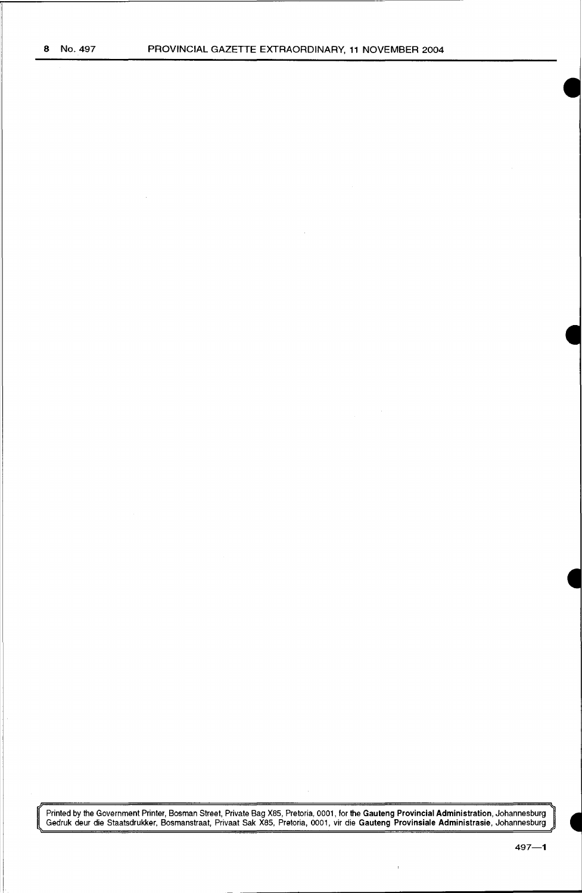Printed by the Government Printer, Bosman Street, Private Bag X85, Pretoria, 0001, for the **Gauteng Provincial Administration**, Johannesburg
Gedruk deur die Staatsdrukker, Bosmanstraat, Privaat Sak X85, Pretoria, 0001, vir die **Gauteng Provinsiale Administrasie**, Johannesburg

497—**1**